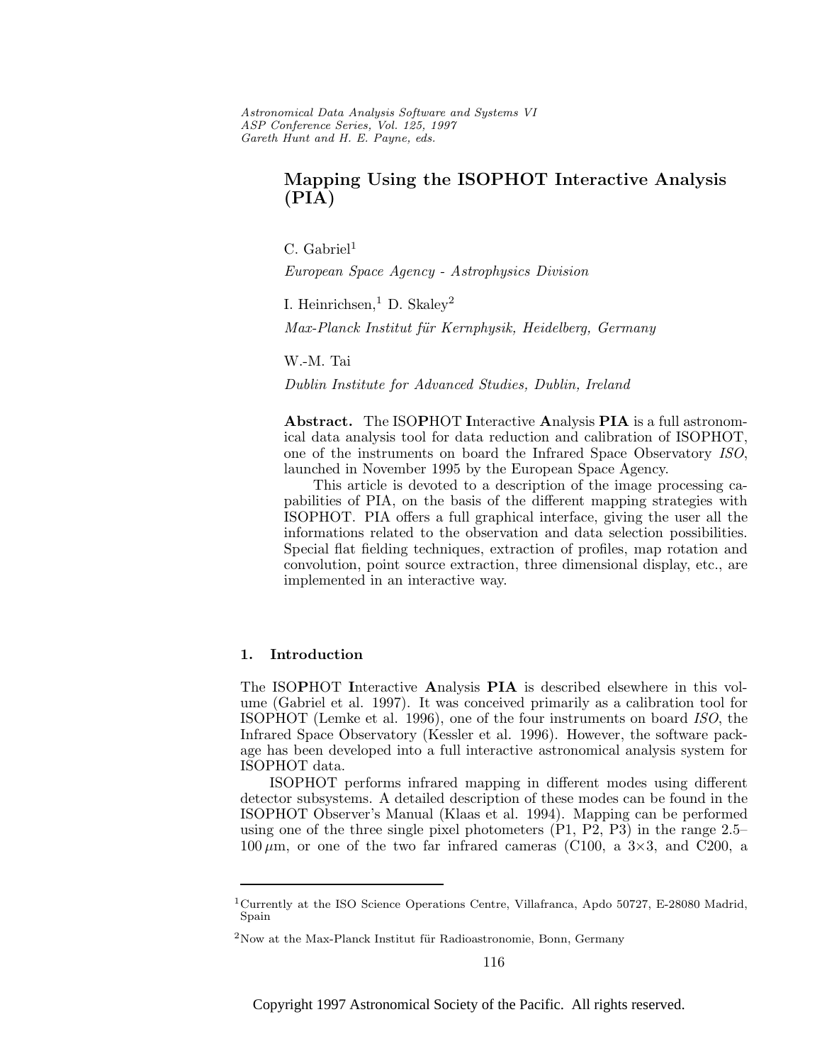# Mapping Using the ISOPHOT Interactive Analysis (PIA)

C. Gabriel[1]

*European Space Agency - Astrophysics Division*

I. Heinrichsen,[1] D. Skaley[2]

*Max-Planck Institut für Kernphysik, Heidelberg, Germany*

W.-M. Tai

*Dublin Institute for Advanced Studies, Dublin, Ireland*

**Abstract.** The ISO**P**HOT **I**nteractive **A**nalysis **PIA** is a full astronomical data analysis tool for data reduction and calibration of ISOPHOT, one of the instruments on board the Infrared Space Observatory *ISO*, launched in November 1995 by the European Space Agency.

This article is devoted to a description of the image processing capabilities of PIA, on the basis of the different mapping strategies with ISOPHOT. PIA offers a full graphical interface, giving the user all the informations related to the observation and data selection possibilities. Special flat fielding techniques, extraction of profiles, map rotation and convolution, point source extraction, three dimensional display, etc., are implemented in an interactive way.

## 1. Introduction

The ISO**P**HOT **I**nteractive **A**nalysis **PIA** is described elsewhere in this volume (Gabriel et al. 1997). It was conceived primarily as a calibration tool for ISOPHOT (Lemke et al. 1996), one of the four instruments on board *ISO*, the Infrared Space Observatory (Kessler et al. 1996). However, the software package has been developed into a full interactive astronomical analysis system for ISOPHOT data.

ISOPHOT performs infrared mapping in different modes using different detector subsystems. A detailed description of these modes can be found in the ISOPHOT Observer's Manual (Klaas et al. 1994). Mapping can be performed using one of the three single pixel photometers (P1, P2, P3) in the range 2.5–100 $\mu$m, or one of the two far infrared cameras (C100, a 3×3, and C200, a

[1] Currently at the ISO Science Operations Centre, Villafranca, Apdo 50727, E-28080 Madrid, Spain

[2] Now at the Max-Planck Institut für Radioastronomie, Bonn, Germany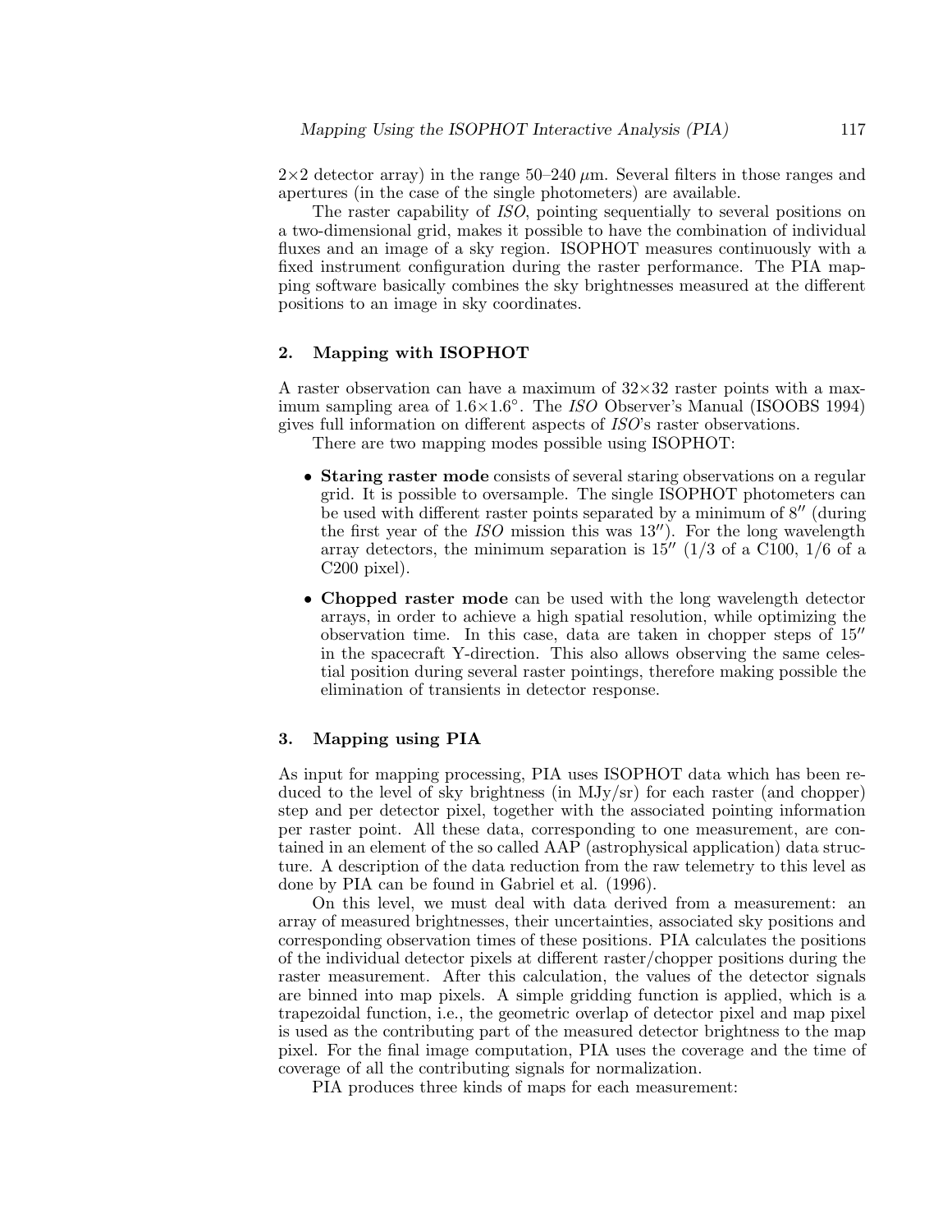2×2 detector array) in the range 50–240 $\mu$m. Several filters in those ranges and apertures (in the case of the single photometers) are available.

The raster capability of *ISO*, pointing sequentially to several positions on a two-dimensional grid, makes it possible to have the combination of individual fluxes and an image of a sky region. ISOPHOT measures continuously with a fixed instrument configuration during the raster performance. The PIA mapping software basically combines the sky brightnesses measured at the different positions to an image in sky coordinates.

## 2. Mapping with ISOPHOT

A raster observation can have a maximum of 32×32 raster points with a maximum sampling area of 1.6×1.6°. The *ISO* Observer's Manual (ISOOBS 1994) gives full information on different aspects of *ISO*'s raster observations.

There are two mapping modes possible using ISOPHOT:

- **Staring raster mode** consists of several staring observations on a regular grid. It is possible to oversample. The single ISOPHOT photometers can be used with different raster points separated by a minimum of 8″ (during the first year of the *ISO* mission this was 13″). For the long wavelength array detectors, the minimum separation is 15″ (1/3 of a C100, 1/6 of a C200 pixel).
- **Chopped raster mode** can be used with the long wavelength detector arrays, in order to achieve a high spatial resolution, while optimizing the observation time. In this case, data are taken in chopper steps of 15″ in the spacecraft Y-direction. This also allows observing the same celestial position during several raster pointings, therefore making possible the elimination of transients in detector response.

## 3. Mapping using PIA

As input for mapping processing, PIA uses ISOPHOT data which has been reduced to the level of sky brightness (in MJy/sr) for each raster (and chopper) step and per detector pixel, together with the associated pointing information per raster point. All these data, corresponding to one measurement, are contained in an element of the so called AAP (astrophysical application) data structure. A description of the data reduction from the raw telemetry to this level as done by PIA can be found in Gabriel et al. (1996).

On this level, we must deal with data derived from a measurement: an array of measured brightnesses, their uncertainties, associated sky positions and corresponding observation times of these positions. PIA calculates the positions of the individual detector pixels at different raster/chopper positions during the raster measurement. After this calculation, the values of the detector signals are binned into map pixels. A simple gridding function is applied, which is a trapezoidal function, i.e., the geometric overlap of detector pixel and map pixel is used as the contributing part of the measured detector brightness to the map pixel. For the final image computation, PIA uses the coverage and the time of coverage of all the contributing signals for normalization.

PIA produces three kinds of maps for each measurement: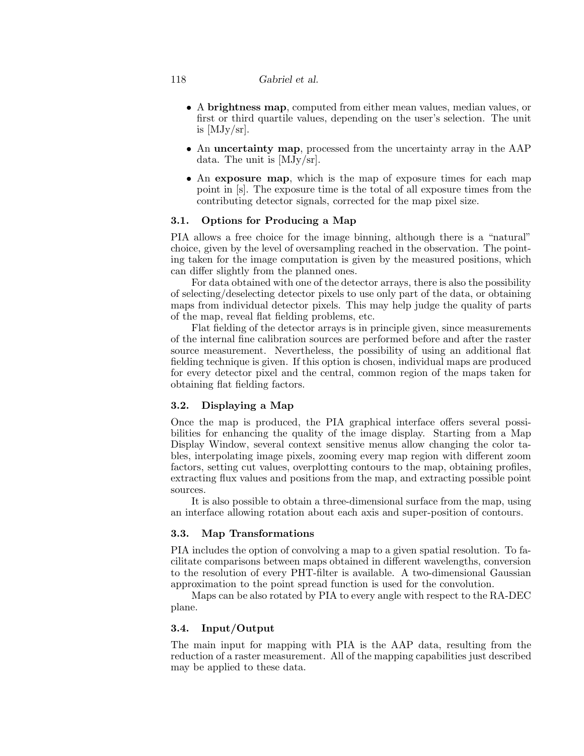- A **brightness map**, computed from either mean values, median values, or first or third quartile values, depending on the user's selection. The unit is [MJy/sr].
- An **uncertainty map**, processed from the uncertainty array in the AAP data. The unit is [MJy/sr].
- An **exposure map**, which is the map of exposure times for each map point in [s]. The exposure time is the total of all exposure times from the contributing detector signals, corrected for the map pixel size.

### 3.1. Options for Producing a Map

PIA allows a free choice for the image binning, although there is a "natural" choice, given by the level of oversampling reached in the observation. The pointing taken for the image computation is given by the measured positions, which can differ slightly from the planned ones.

For data obtained with one of the detector arrays, there is also the possibility of selecting/deselecting detector pixels to use only part of the data, or obtaining maps from individual detector pixels. This may help judge the quality of parts of the map, reveal flat fielding problems, etc.

Flat fielding of the detector arrays is in principle given, since measurements of the internal fine calibration sources are performed before and after the raster source measurement. Nevertheless, the possibility of using an additional flat fielding technique is given. If this option is chosen, individual maps are produced for every detector pixel and the central, common region of the maps taken for obtaining flat fielding factors.

### 3.2. Displaying a Map

Once the map is produced, the PIA graphical interface offers several possibilities for enhancing the quality of the image display. Starting from a Map Display Window, several context sensitive menus allow changing the color tables, interpolating image pixels, zooming every map region with different zoom factors, setting cut values, overplotting contours to the map, obtaining profiles, extracting flux values and positions from the map, and extracting possible point sources.

It is also possible to obtain a three-dimensional surface from the map, using an interface allowing rotation about each axis and super-position of contours.

### 3.3. Map Transformations

PIA includes the option of convolving a map to a given spatial resolution. To facilitate comparisons between maps obtained in different wavelengths, conversion to the resolution of every PHT-filter is available. A two-dimensional Gaussian approximation to the point spread function is used for the convolution.

Maps can be also rotated by PIA to every angle with respect to the RA-DEC plane.

### 3.4. Input/Output

The main input for mapping with PIA is the AAP data, resulting from the reduction of a raster measurement. All of the mapping capabilities just described may be applied to these data.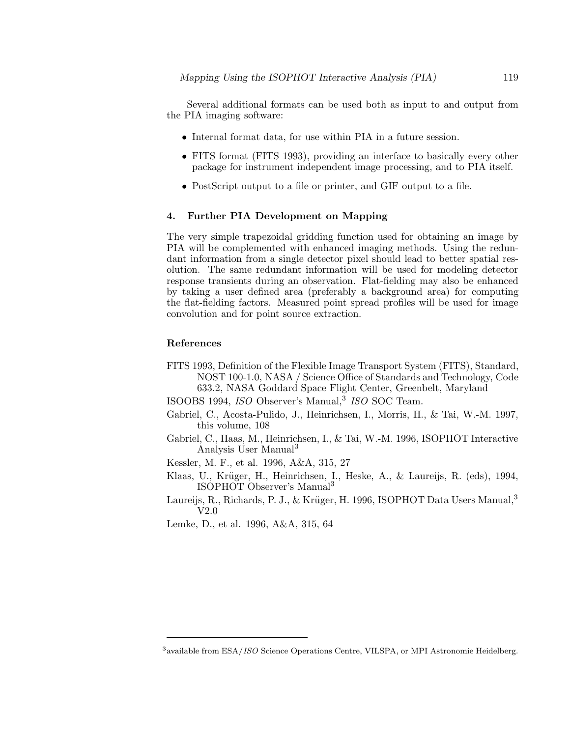Several additional formats can be used both as input to and output from the PIA imaging software:

- Internal format data, for use within PIA in a future session.
- FITS format (FITS 1993), providing an interface to basically every other package for instrument independent image processing, and to PIA itself.
- PostScript output to a file or printer, and GIF output to a file.

## 4. Further PIA Development on Mapping

The very simple trapezoidal gridding function used for obtaining an image by PIA will be complemented with enhanced imaging methods. Using the redundant information from a single detector pixel should lead to better spatial resolution. The same redundant information will be used for modeling detector response transients during an observation. Flat-fielding may also be enhanced by taking a user defined area (preferably a background area) for computing the flat-fielding factors. Measured point spread profiles will be used for image convolution and for point source extraction.

## References

FITS 1993, Definition of the Flexible Image Transport System (FITS), Standard, NOST 100-1.0, NASA / Science Office of Standards and Technology, Code 633.2, NASA Goddard Space Flight Center, Greenbelt, Maryland

ISOOBS 1994, *ISO* Observer's Manual,[3] *ISO* SOC Team.

Gabriel, C., Acosta-Pulido, J., Heinrichsen, I., Morris, H., & Tai, W.-M. 1997, this volume, 108

Gabriel, C., Haas, M., Heinrichsen, I., & Tai, W.-M. 1996, ISOPHOT Interactive Analysis User Manual[3]

Kessler, M. F., et al. 1996, A&A, 315, 27

Klaas, U., Krüger, H., Heinrichsen, I., Heske, A., & Laureijs, R. (eds), 1994, ISOPHOT Observer's Manual[3]

Laureijs, R., Richards, P. J., & Krüger, H. 1996, ISOPHOT Data Users Manual,[3] V2.0

Lemke, D., et al. 1996, A&A, 315, 64

---

[3] available from ESA/*ISO* Science Operations Centre, VILSPA, or MPI Astronomie Heidelberg.